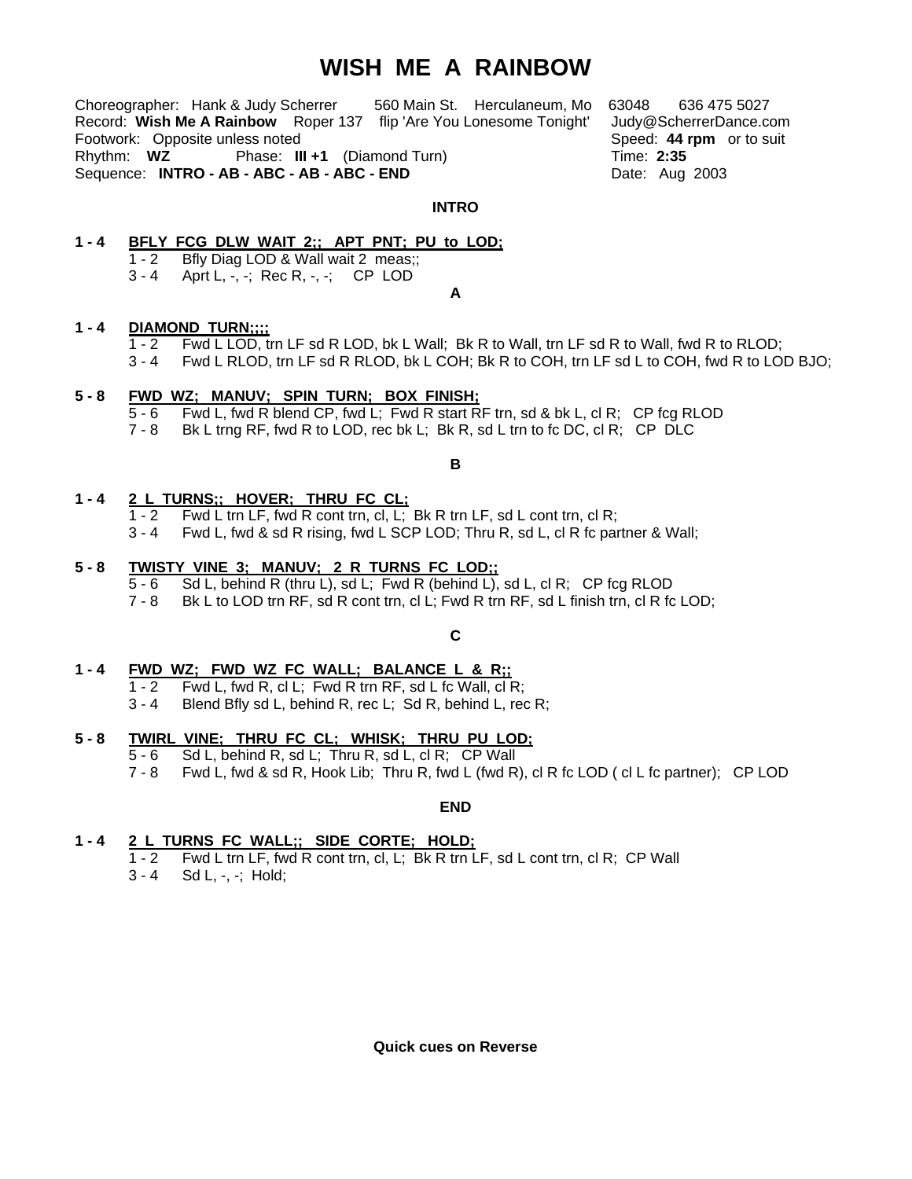# WISH ME A RAINBOW

Choreographer: Hank & Judy Scherrer 560 Main St. Herculaneum, Mo 63048 636 475 5027
Record: **Wish Me A Rainbow** Roper 137 flip 'Are You Lonesome Tonight' Judy@ScherrerDance.com
Footwork: Opposite unless noted Speed: **44 rpm** or to suit
Rhythm: **WZ** Phase: **III +1** (Diamond Turn) Time: **2:35**
Sequence: **INTRO - AB - ABC - AB - ABC - END** Date: Aug 2003

### INTRO

**1 - 4 BFLY FCG DLW WAIT 2;; APT PNT; PU to LOD;**
- 1 - 2 Bfly Diag LOD & Wall wait 2 meas;;
- 3 - 4 Aprt L, -, -; Rec R, -, -; CP LOD

### A

**1 - 4 DIAMOND TURN;;;;**
- 1 - 2 Fwd L LOD, trn LF sd R LOD, bk L Wall; Bk R to Wall, trn LF sd R to Wall, fwd R to RLOD;
- 3 - 4 Fwd L RLOD, trn LF sd R RLOD, bk L COH; Bk R to COH, trn LF sd L to COH, fwd R to LOD BJO;

**5 - 8 FWD WZ; MANUV; SPIN TURN; BOX FINISH;**
- 5 - 6 Fwd L, fwd R blend CP, fwd L; Fwd R start RF trn, sd & bk L, cl R; CP fcg RLOD
- 7 - 8 Bk L trng RF, fwd R to LOD, rec bk L; Bk R, sd L trn to fc DC, cl R; CP DLC

### B

**1 - 4 2 L TURNS;; HOVER; THRU FC CL;**
- 1 - 2 Fwd L trn LF, fwd R cont trn, cl, L; Bk R trn LF, sd L cont trn, cl R;
- 3 - 4 Fwd L, fwd & sd R rising, fwd L SCP LOD; Thru R, sd L, cl R fc partner & Wall;

**5 - 8 TWISTY VINE 3; MANUV; 2 R TURNS FC LOD;;**
- 5 - 6 Sd L, behind R (thru L), sd L; Fwd R (behind L), sd L, cl R; CP fcg RLOD
- 7 - 8 Bk L to LOD trn RF, sd R cont trn, cl L; Fwd R trn RF, sd L finish trn, cl R fc LOD;

### C

**1 - 4 FWD WZ; FWD WZ FC WALL; BALANCE L & R;;**
- 1 - 2 Fwd L, fwd R, cl L; Fwd R trn RF, sd L fc Wall, cl R;
- 3 - 4 Blend Bfly sd L, behind R, rec L; Sd R, behind L, rec R;

**5 - 8 TWIRL VINE; THRU FC CL; WHISK; THRU PU LOD;**
- 5 - 6 Sd L, behind R, sd L; Thru R, sd L, cl R; CP Wall
- 7 - 8 Fwd L, fwd & sd R, Hook Lib; Thru R, fwd L (fwd R), cl R fc LOD ( cl L fc partner); CP LOD

### END

**1 - 4 2 L TURNS FC WALL;; SIDE CORTE; HOLD;**
- 1 - 2 Fwd L trn LF, fwd R cont trn, cl, L; Bk R trn LF, sd L cont trn, cl R; CP Wall
- 3 - 4 Sd L, -, -; Hold;

**Quick cues on Reverse**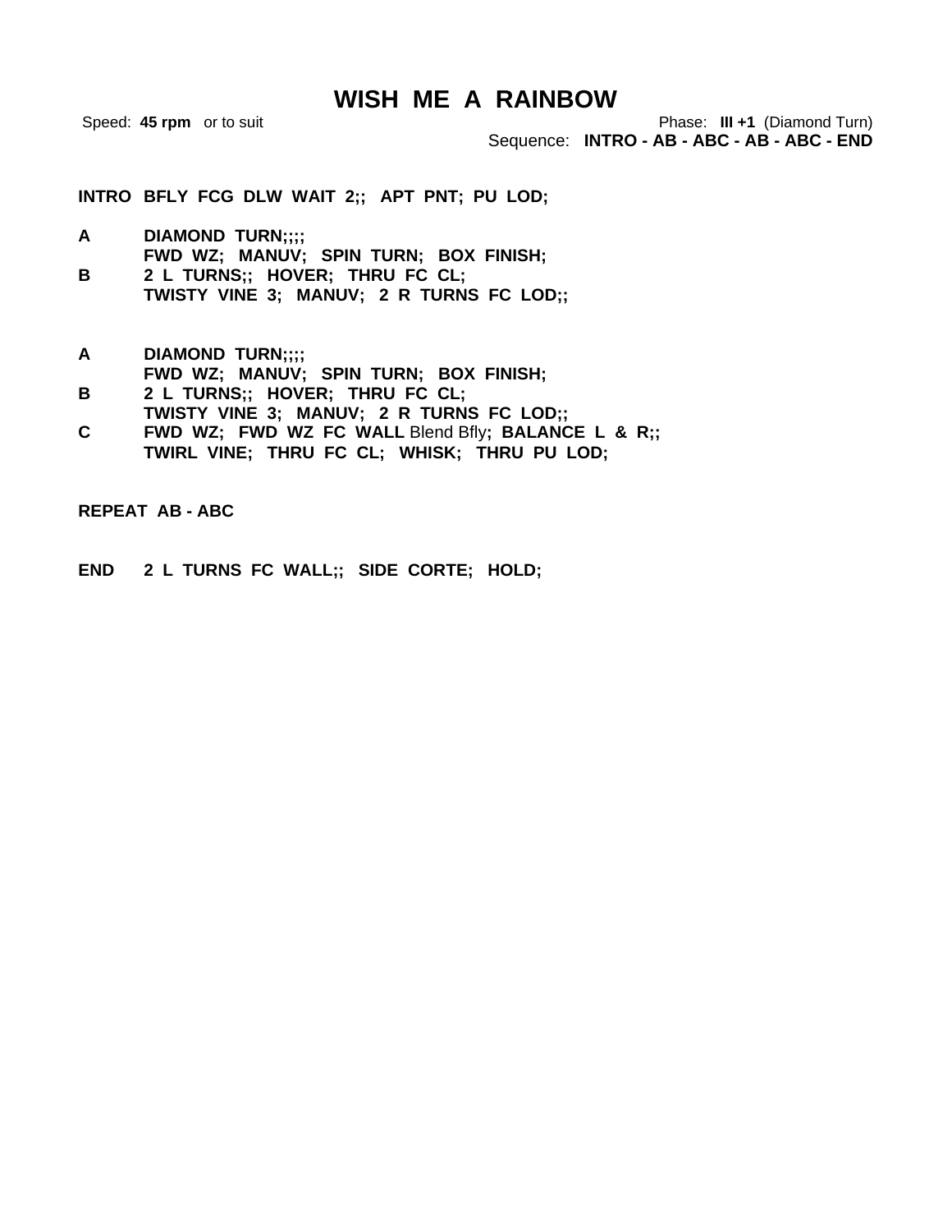# WISH ME A RAINBOW

Speed: **45 rpm** or to suit

Phase: **III +1** (Diamond Turn)

Sequence: **INTRO - AB - ABC - AB - ABC - END**

**INTRO BFLY FCG DLW WAIT 2;; APT PNT; PU LOD;**

**A DIAMOND TURN;;;;**
**FWD WZ; MANUV; SPIN TURN; BOX FINISH;**

**B 2 L TURNS;; HOVER; THRU FC CL;**
**TWISTY VINE 3; MANUV; 2 R TURNS FC LOD;;**

**A DIAMOND TURN;;;;**
**FWD WZ; MANUV; SPIN TURN; BOX FINISH;**

**B 2 L TURNS;; HOVER; THRU FC CL;**
**TWISTY VINE 3; MANUV; 2 R TURNS FC LOD;;**

**C FWD WZ; FWD WZ FC WALL** Blend Bfly**; BALANCE L & R;;**
**TWIRL VINE; THRU FC CL; WHISK; THRU PU LOD;**

**REPEAT AB - ABC**

**END 2 L TURNS FC WALL;; SIDE CORTE; HOLD;**